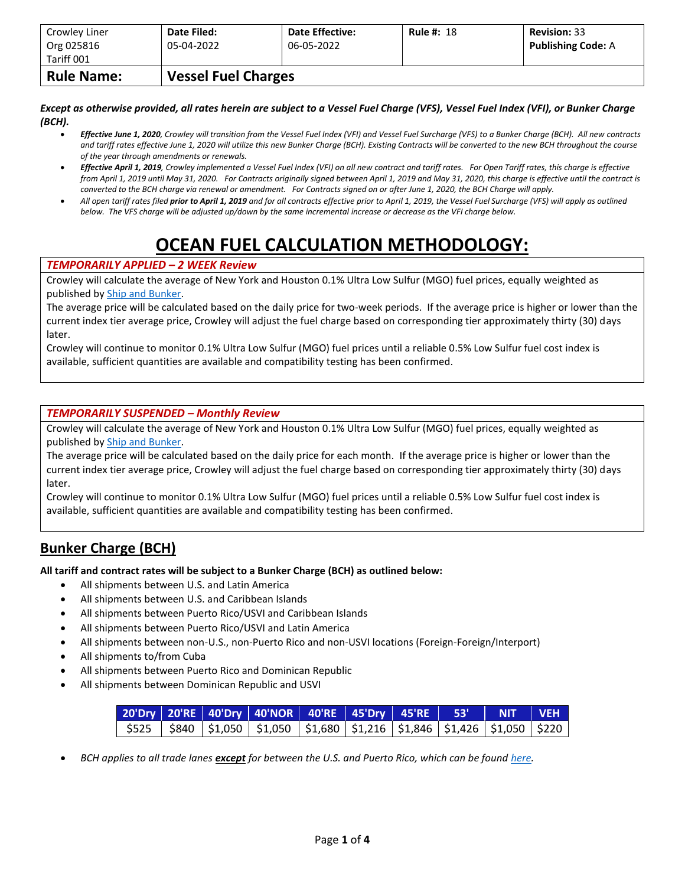| Crowley Liner Org 025816 Tariff 001 | **Date Filed:** 05-04-2022 | **Date Effective:** 06-05-2022 | **Rule #:** 18 | **Revision:** 33 **Publishing Code:** A |
|---|---|---|---|---|
| **Rule Name:** | **Vessel Fuel Charges** | | | |

***Except as otherwise provided, all rates herein are subject to a Vessel Fuel Charge (VFS), Vessel Fuel Index (VFI), or Bunker Charge (BCH).***

- ***Effective June 1, 2020****, Crowley will transition from the Vessel Fuel Index (VFI) and Vessel Fuel Surcharge (VFS) to a Bunker Charge (BCH). All new contracts and tariff rates effective June 1, 2020 will utilize this new Bunker Charge (BCH). Existing Contracts will be converted to the new BCH throughout the course of the year through amendments or renewals.*
- ***Effective April 1, 2019****, Crowley implemented a Vessel Fuel Index (VFI) on all new contract and tariff rates. For Open Tariff rates, this charge is effective from April 1, 2019 until May 31, 2020. For Contracts originally signed between April 1, 2019 and May 31, 2020, this charge is effective until the contract is converted to the BCH charge via renewal or amendment. For Contracts signed on or after June 1, 2020, the BCH Charge will apply.*
- *All open tariff rates filed* ***prior to April 1, 2019*** *and for all contracts effective prior to April 1, 2019, the Vessel Fuel Surcharge (VFS) will apply as outlined below. The VFS charge will be adjusted up/down by the same incremental increase or decrease as the VFI charge below.*

# OCEAN FUEL CALCULATION METHODOLOGY:

***TEMPORARILY APPLIED – 2 WEEK Review***

Crowley will calculate the average of New York and Houston 0.1% Ultra Low Sulfur (MGO) fuel prices, equally weighted as published by Ship and Bunker.

The average price will be calculated based on the daily price for two-week periods. If the average price is higher or lower than the current index tier average price, Crowley will adjust the fuel charge based on corresponding tier approximately thirty (30) days later.

Crowley will continue to monitor 0.1% Ultra Low Sulfur (MGO) fuel prices until a reliable 0.5% Low Sulfur fuel cost index is available, sufficient quantities are available and compatibility testing has been confirmed.

***TEMPORARILY SUSPENDED – Monthly Review***

Crowley will calculate the average of New York and Houston 0.1% Ultra Low Sulfur (MGO) fuel prices, equally weighted as published by Ship and Bunker.

The average price will be calculated based on the daily price for each month. If the average price is higher or lower than the current index tier average price, Crowley will adjust the fuel charge based on corresponding tier approximately thirty (30) days later.

Crowley will continue to monitor 0.1% Ultra Low Sulfur (MGO) fuel prices until a reliable 0.5% Low Sulfur fuel cost index is available, sufficient quantities are available and compatibility testing has been confirmed.

## Bunker Charge (BCH)

**All tariff and contract rates will be subject to a Bunker Charge (BCH) as outlined below:**

- All shipments between U.S. and Latin America
- All shipments between U.S. and Caribbean Islands
- All shipments between Puerto Rico/USVI and Caribbean Islands
- All shipments between Puerto Rico/USVI and Latin America
- All shipments between non-U.S., non-Puerto Rico and non-USVI locations (Foreign-Foreign/Interport)
- All shipments to/from Cuba
- All shipments between Puerto Rico and Dominican Republic
- All shipments between Dominican Republic and USVI

| 20'Dry | 20'RE | 40'Dry | 40'NOR | 40'RE | 45'Dry | 45'RE | 53' | NIT | VEH |
|---|---|---|---|---|---|---|---|---|---|
| $525 | $840 | $1,050 | $1,050 | $1,680 | $1,216 | $1,846 | $1,426 | $1,050 | $220 |

- *BCH applies to all trade lanes* ***except*** *for between the U.S. and Puerto Rico, which can be found here.*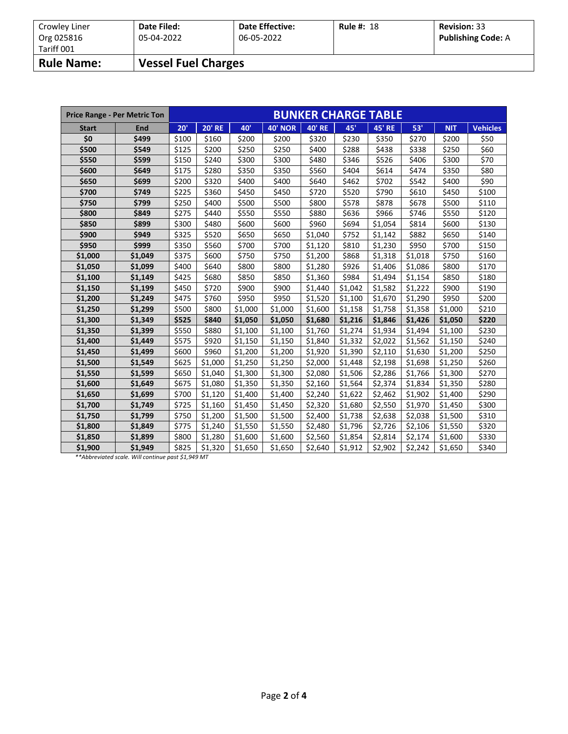| Crowley Liner Org 025816 Tariff 001 | **Date Filed:** 05-04-2022 | **Date Effective:** 06-05-2022 | **Rule #:** 18 | **Revision:** 33 **Publishing Code:** A |
|---|---|---|---|---|
| **Rule Name:** | **Vessel Fuel Charges** | | | |

| Price Range - Per Metric Ton | | BUNKER CHARGE TABLE | | | | | | | | | |
|---|---|---|---|---|---|---|---|---|---|---|---|
| **Start** | **End** | **20'** | **20' RE** | **40'** | **40' NOR** | **40' RE** | **45'** | **45' RE** | **53'** | **NIT** | **Vehicles** |
| **$0** | **$499** | $100 | $160 | $200 | $200 | $320 | $230 | $350 | $270 | $200 | $50 |
| **$500** | **$549** | $125 | $200 | $250 | $250 | $400 | $288 | $438 | $338 | $250 | $60 |
| **$550** | **$599** | $150 | $240 | $300 | $300 | $480 | $346 | $526 | $406 | $300 | $70 |
| **$600** | **$649** | $175 | $280 | $350 | $350 | $560 | $404 | $614 | $474 | $350 | $80 |
| **$650** | **$699** | $200 | $320 | $400 | $400 | $640 | $462 | $702 | $542 | $400 | $90 |
| **$700** | **$749** | $225 | $360 | $450 | $450 | $720 | $520 | $790 | $610 | $450 | $100 |
| **$750** | **$799** | $250 | $400 | $500 | $500 | $800 | $578 | $878 | $678 | $500 | $110 |
| **$800** | **$849** | $275 | $440 | $550 | $550 | $880 | $636 | $966 | $746 | $550 | $120 |
| **$850** | **$899** | $300 | $480 | $600 | $600 | $960 | $694 | $1,054 | $814 | $600 | $130 |
| **$900** | **$949** | $325 | $520 | $650 | $650 | $1,040 | $752 | $1,142 | $882 | $650 | $140 |
| **$950** | **$999** | $350 | $560 | $700 | $700 | $1,120 | $810 | $1,230 | $950 | $700 | $150 |
| **$1,000** | **$1,049** | $375 | $600 | $750 | $750 | $1,200 | $868 | $1,318 | $1,018 | $750 | $160 |
| **$1,050** | **$1,099** | $400 | $640 | $800 | $800 | $1,280 | $926 | $1,406 | $1,086 | $800 | $170 |
| **$1,100** | **$1,149** | $425 | $680 | $850 | $850 | $1,360 | $984 | $1,494 | $1,154 | $850 | $180 |
| **$1,150** | **$1,199** | $450 | $720 | $900 | $900 | $1,440 | $1,042 | $1,582 | $1,222 | $900 | $190 |
| **$1,200** | **$1,249** | $475 | $760 | $950 | $950 | $1,520 | $1,100 | $1,670 | $1,290 | $950 | $200 |
| **$1,250** | **$1,299** | $500 | $800 | $1,000 | $1,000 | $1,600 | $1,158 | $1,758 | $1,358 | $1,000 | $210 |
| **$1,300** | **$1,349** | **$525** | **$840** | **$1,050** | **$1,050** | **$1,680** | **$1,216** | **$1,846** | **$1,426** | **$1,050** | **$220** |
| **$1,350** | **$1,399** | $550 | $880 | $1,100 | $1,100 | $1,760 | $1,274 | $1,934 | $1,494 | $1,100 | $230 |
| **$1,400** | **$1,449** | $575 | $920 | $1,150 | $1,150 | $1,840 | $1,332 | $2,022 | $1,562 | $1,150 | $240 |
| **$1,450** | **$1,499** | $600 | $960 | $1,200 | $1,200 | $1,920 | $1,390 | $2,110 | $1,630 | $1,200 | $250 |
| **$1,500** | **$1,549** | $625 | $1,000 | $1,250 | $1,250 | $2,000 | $1,448 | $2,198 | $1,698 | $1,250 | $260 |
| **$1,550** | **$1,599** | $650 | $1,040 | $1,300 | $1,300 | $2,080 | $1,506 | $2,286 | $1,766 | $1,300 | $270 |
| **$1,600** | **$1,649** | $675 | $1,080 | $1,350 | $1,350 | $2,160 | $1,564 | $2,374 | $1,834 | $1,350 | $280 |
| **$1,650** | **$1,699** | $700 | $1,120 | $1,400 | $1,400 | $2,240 | $1,622 | $2,462 | $1,902 | $1,400 | $290 |
| **$1,700** | **$1,749** | $725 | $1,160 | $1,450 | $1,450 | $2,320 | $1,680 | $2,550 | $1,970 | $1,450 | $300 |
| **$1,750** | **$1,799** | $750 | $1,200 | $1,500 | $1,500 | $2,400 | $1,738 | $2,638 | $2,038 | $1,500 | $310 |
| **$1,800** | **$1,849** | $775 | $1,240 | $1,550 | $1,550 | $2,480 | $1,796 | $2,726 | $2,106 | $1,550 | $320 |
| **$1,850** | **$1,899** | $800 | $1,280 | $1,600 | $1,600 | $2,560 | $1,854 | $2,814 | $2,174 | $1,600 | $330 |
| **$1,900** | **$1,949** | $825 | $1,320 | $1,650 | $1,650 | $2,640 | $1,912 | $2,902 | $2,242 | $1,650 | $340 |

*\*\*Abbreviated scale. Will continue past $1,949 MT*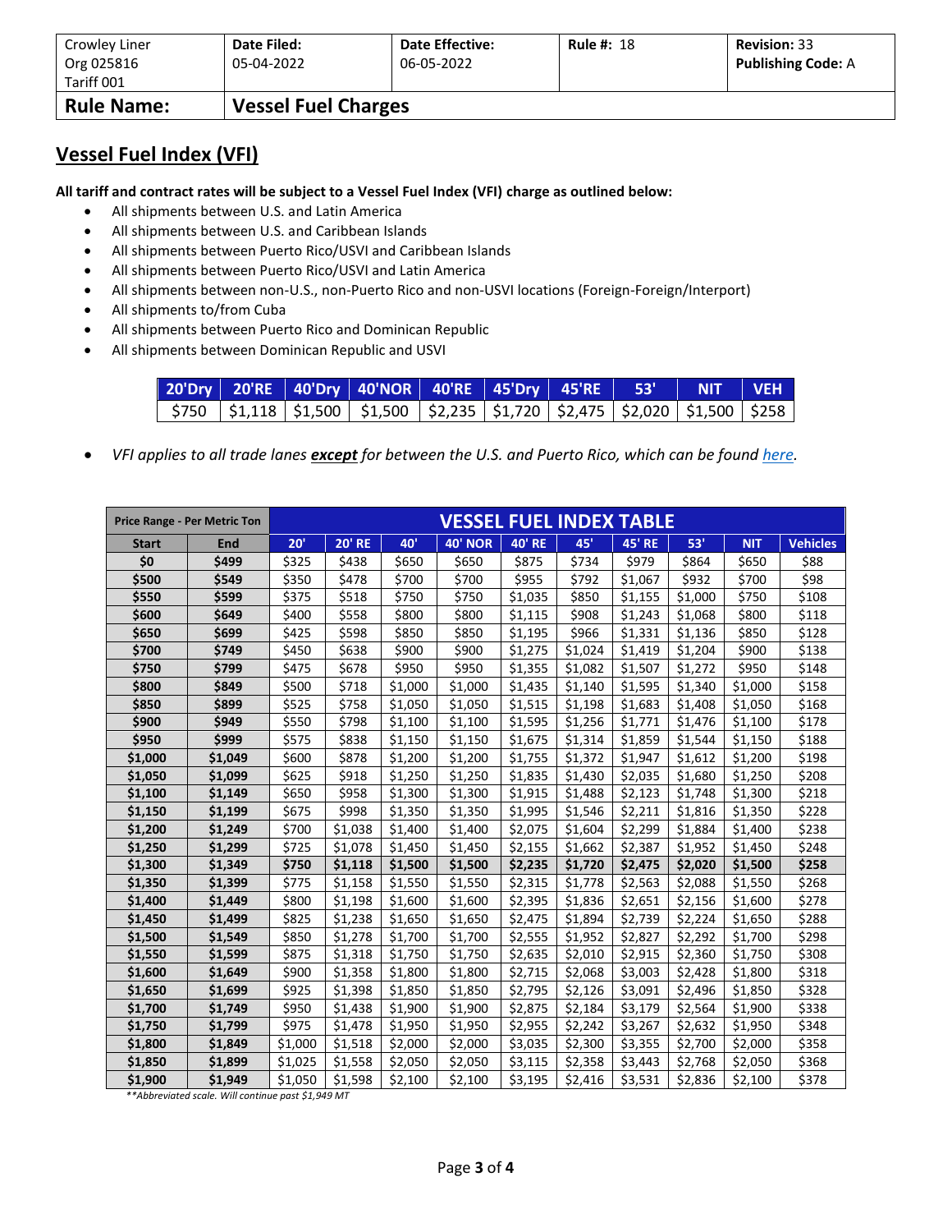| Crowley Liner Org 025816 Tariff 001 | Date Filed: 05-04-2022 | Date Effective: 06-05-2022 | Rule #: 18 | Revision: 33 Publishing Code: A |
|---|---|---|---|---|
| **Rule Name:** | **Vessel Fuel Charges** | | | |

## Vessel Fuel Index (VFI)

**All tariff and contract rates will be subject to a Vessel Fuel Index (VFI) charge as outlined below:**

- All shipments between U.S. and Latin America
- All shipments between U.S. and Caribbean Islands
- All shipments between Puerto Rico/USVI and Caribbean Islands
- All shipments between Puerto Rico/USVI and Latin America
- All shipments between non-U.S., non-Puerto Rico and non-USVI locations (Foreign-Foreign/Interport)
- All shipments to/from Cuba
- All shipments between Puerto Rico and Dominican Republic
- All shipments between Dominican Republic and USVI

| 20'Dry | 20'RE | 40'Dry | 40'NOR | 40'RE | 45'Dry | 45'RE | 53' | NIT | VEH |
|---|---|---|---|---|---|---|---|---|---|
| $750 | $1,118 | $1,500 | $1,500 | $2,235 | $1,720 | $2,475 | $2,020 | $1,500 | $258 |

- *VFI applies to all trade lanes **except** for between the U.S. and Puerto Rico, which can be found here.*

| Price Range - Per Metric Ton | | VESSEL FUEL INDEX TABLE | | | | | | | | | |
|---|---|---|---|---|---|---|---|---|---|---|---|
| **Start** | **End** | **20'** | **20' RE** | **40'** | **40' NOR** | **40' RE** | **45'** | **45' RE** | **53'** | **NIT** | **Vehicles** |
| **$0** | **$499** | $325 | $438 | $650 | $650 | $875 | $734 | $979 | $864 | $650 | $88 |
| **$500** | **$549** | $350 | $478 | $700 | $700 | $955 | $792 | $1,067 | $932 | $700 | $98 |
| **$550** | **$599** | $375 | $518 | $750 | $750 | $1,035 | $850 | $1,155 | $1,000 | $750 | $108 |
| **$600** | **$649** | $400 | $558 | $800 | $800 | $1,115 | $908 | $1,243 | $1,068 | $800 | $118 |
| **$650** | **$699** | $425 | $598 | $850 | $850 | $1,195 | $966 | $1,331 | $1,136 | $850 | $128 |
| **$700** | **$749** | $450 | $638 | $900 | $900 | $1,275 | $1,024 | $1,419 | $1,204 | $900 | $138 |
| **$750** | **$799** | $475 | $678 | $950 | $950 | $1,355 | $1,082 | $1,507 | $1,272 | $950 | $148 |
| **$800** | **$849** | $500 | $718 | $1,000 | $1,000 | $1,435 | $1,140 | $1,595 | $1,340 | $1,000 | $158 |
| **$850** | **$899** | $525 | $758 | $1,050 | $1,050 | $1,515 | $1,198 | $1,683 | $1,408 | $1,050 | $168 |
| **$900** | **$949** | $550 | $798 | $1,100 | $1,100 | $1,595 | $1,256 | $1,771 | $1,476 | $1,100 | $178 |
| **$950** | **$999** | $575 | $838 | $1,150 | $1,150 | $1,675 | $1,314 | $1,859 | $1,544 | $1,150 | $188 |
| **$1,000** | **$1,049** | $600 | $878 | $1,200 | $1,200 | $1,755 | $1,372 | $1,947 | $1,612 | $1,200 | $198 |
| **$1,050** | **$1,099** | $625 | $918 | $1,250 | $1,250 | $1,835 | $1,430 | $2,035 | $1,680 | $1,250 | $208 |
| **$1,100** | **$1,149** | $650 | $958 | $1,300 | $1,300 | $1,915 | $1,488 | $2,123 | $1,748 | $1,300 | $218 |
| **$1,150** | **$1,199** | $675 | $998 | $1,350 | $1,350 | $1,995 | $1,546 | $2,211 | $1,816 | $1,350 | $228 |
| **$1,200** | **$1,249** | $700 | $1,038 | $1,400 | $1,400 | $2,075 | $1,604 | $2,299 | $1,884 | $1,400 | $238 |
| **$1,250** | **$1,299** | $725 | $1,078 | $1,450 | $1,450 | $2,155 | $1,662 | $2,387 | $1,952 | $1,450 | $248 |
| **$1,300** | **$1,349** | **$750** | **$1,118** | **$1,500** | **$1,500** | **$2,235** | **$1,720** | **$2,475** | **$2,020** | **$1,500** | **$258** |
| **$1,350** | **$1,399** | $775 | $1,158 | $1,550 | $1,550 | $2,315 | $1,778 | $2,563 | $2,088 | $1,550 | $268 |
| **$1,400** | **$1,449** | $800 | $1,198 | $1,600 | $1,600 | $2,395 | $1,836 | $2,651 | $2,156 | $1,600 | $278 |
| **$1,450** | **$1,499** | $825 | $1,238 | $1,650 | $1,650 | $2,475 | $1,894 | $2,739 | $2,224 | $1,650 | $288 |
| **$1,500** | **$1,549** | $850 | $1,278 | $1,700 | $1,700 | $2,555 | $1,952 | $2,827 | $2,292 | $1,700 | $298 |
| **$1,550** | **$1,599** | $875 | $1,318 | $1,750 | $1,750 | $2,635 | $2,010 | $2,915 | $2,360 | $1,750 | $308 |
| **$1,600** | **$1,649** | $900 | $1,358 | $1,800 | $1,800 | $2,715 | $2,068 | $3,003 | $2,428 | $1,800 | $318 |
| **$1,650** | **$1,699** | $925 | $1,398 | $1,850 | $1,850 | $2,795 | $2,126 | $3,091 | $2,496 | $1,850 | $328 |
| **$1,700** | **$1,749** | $950 | $1,438 | $1,900 | $1,900 | $2,875 | $2,184 | $3,179 | $2,564 | $1,900 | $338 |
| **$1,750** | **$1,799** | $975 | $1,478 | $1,950 | $1,950 | $2,955 | $2,242 | $3,267 | $2,632 | $1,950 | $348 |
| **$1,800** | **$1,849** | $1,000 | $1,518 | $2,000 | $2,000 | $3,035 | $2,300 | $3,355 | $2,700 | $2,000 | $358 |
| **$1,850** | **$1,899** | $1,025 | $1,558 | $2,050 | $2,050 | $3,115 | $2,358 | $3,443 | $2,768 | $2,050 | $368 |
| **$1,900** | **$1,949** | $1,050 | $1,598 | $2,100 | $2,100 | $3,195 | $2,416 | $3,531 | $2,836 | $2,100 | $378 |

*\*\*Abbreviated scale. Will continue past $1,949 MT*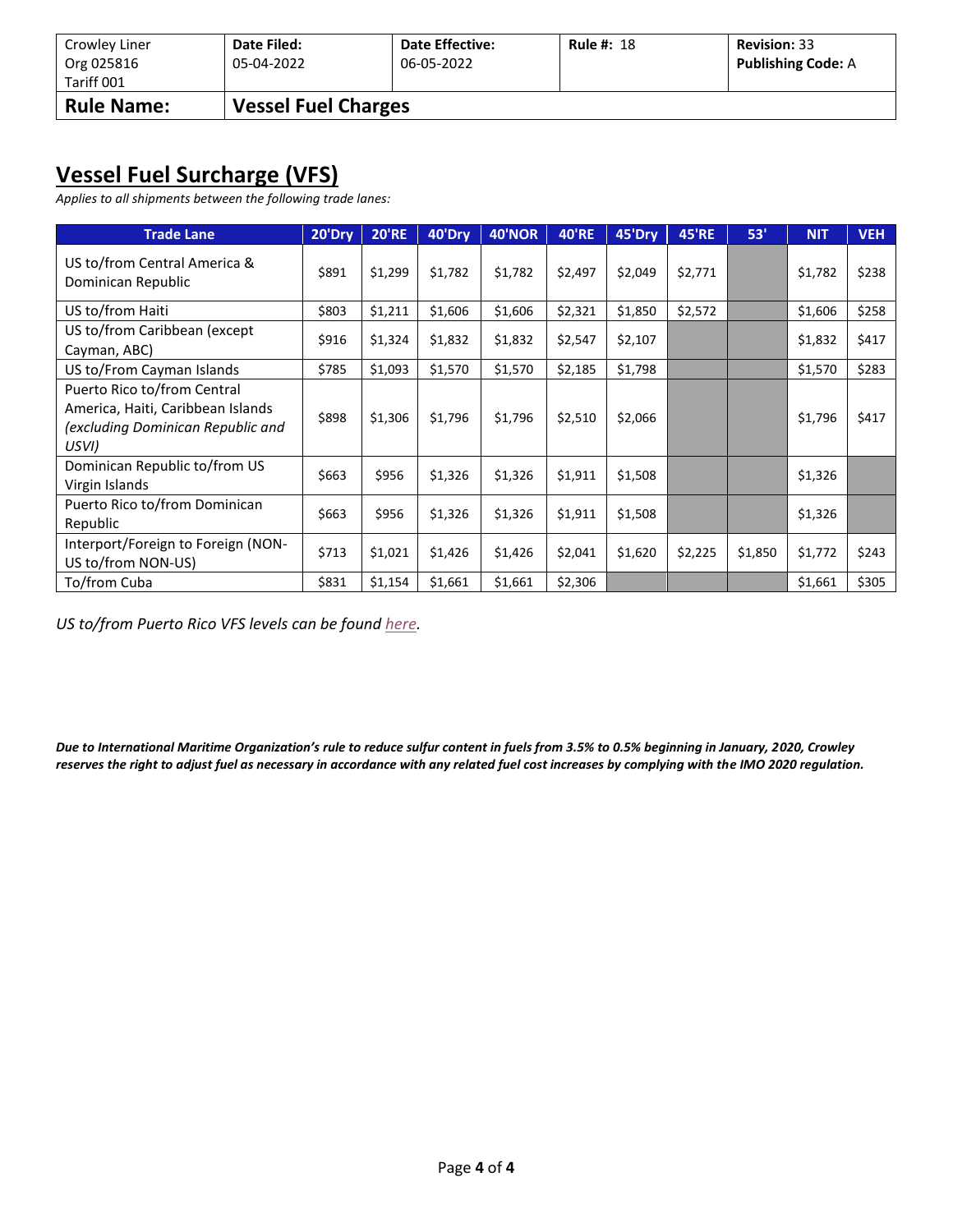| Crowley Liner Org 025816 Tariff 001 | Date Filed: 05-04-2022 | Date Effective: 06-05-2022 | Rule #: 18 | Revision: 33 Publishing Code: A |
|---|---|---|---|---|
| **Rule Name:** | **Vessel Fuel Charges** | | | |

# Vessel Fuel Surcharge (VFS)

*Applies to all shipments between the following trade lanes:*

| Trade Lane | 20'Dry | 20'RE | 40'Dry | 40'NOR | 40'RE | 45'Dry | 45'RE | 53' | NIT | VEH |
|---|---|---|---|---|---|---|---|---|---|---|
| US to/from Central America & Dominican Republic | $891 | $1,299 | $1,782 | $1,782 | $2,497 | $2,049 | $2,771 | | $1,782 | $238 |
| US to/from Haiti | $803 | $1,211 | $1,606 | $1,606 | $2,321 | $1,850 | $2,572 | | $1,606 | $258 |
| US to/from Caribbean (except Cayman, ABC) | $916 | $1,324 | $1,832 | $1,832 | $2,547 | $2,107 | | | $1,832 | $417 |
| US to/From Cayman Islands | $785 | $1,093 | $1,570 | $1,570 | $2,185 | $1,798 | | | $1,570 | $283 |
| Puerto Rico to/from Central America, Haiti, Caribbean Islands *(excluding Dominican Republic and USVI)* | $898 | $1,306 | $1,796 | $1,796 | $2,510 | $2,066 | | | $1,796 | $417 |
| Dominican Republic to/from US Virgin Islands | $663 | $956 | $1,326 | $1,326 | $1,911 | $1,508 | | | $1,326 | |
| Puerto Rico to/from Dominican Republic | $663 | $956 | $1,326 | $1,326 | $1,911 | $1,508 | | | $1,326 | |
| Interport/Foreign to Foreign (NON-US to/from NON-US) | $713 | $1,021 | $1,426 | $1,426 | $2,041 | $1,620 | $2,225 | $1,850 | $1,772 | $243 |
| To/from Cuba | $831 | $1,154 | $1,661 | $1,661 | $2,306 | | | | $1,661 | $305 |

*US to/from Puerto Rico VFS levels can be found here.*

***Due to International Maritime Organization's rule to reduce sulfur content in fuels from 3.5% to 0.5% beginning in January, 2020, Crowley reserves the right to adjust fuel as necessary in accordance with any related fuel cost increases by complying with the IMO 2020 regulation.***